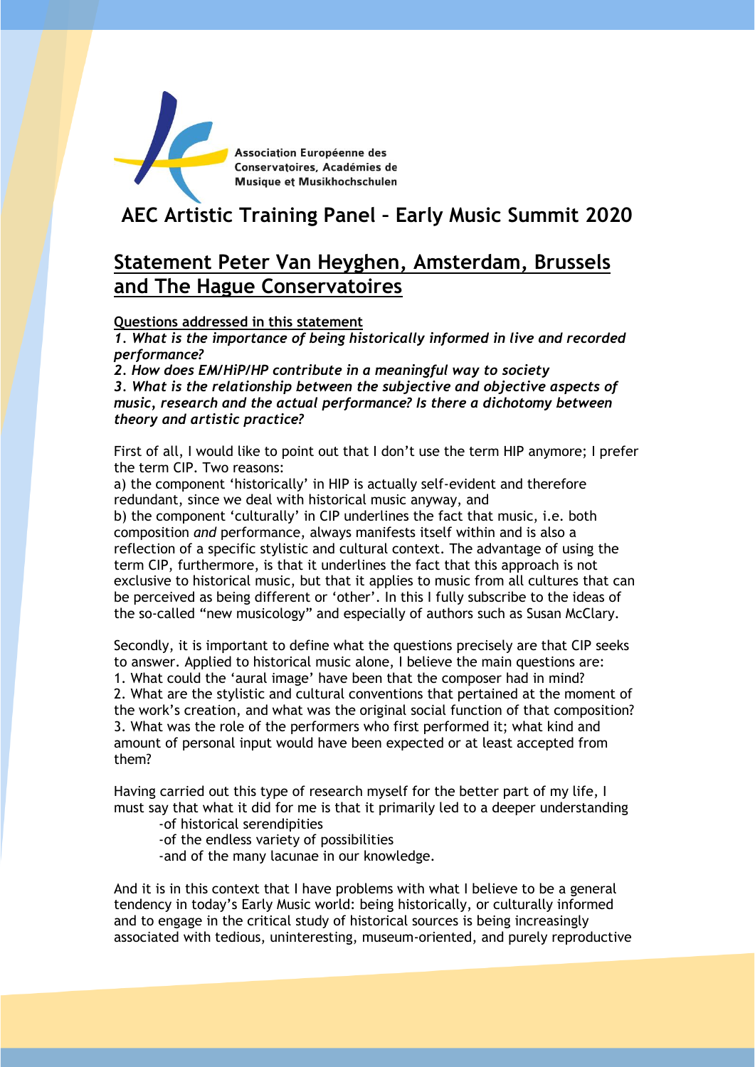Association Européenne des Conservatoires, Académies de Musique et Musikhochschulen

# AEC Artistic Training Panel – Early Music Summit 2020

## Statement Peter Van Heyghen, Amsterdam, Brussels and The Hague Conservatoires

**Questions addressed in this statement**

***1. What is the importance of being historically informed in live and recorded performance?***

***2. How does EM/HiP/HP contribute in a meaningful way to society***

***3. What is the relationship between the subjective and objective aspects of music, research and the actual performance? Is there a dichotomy between theory and artistic practice?***

First of all, I would like to point out that I don't use the term HIP anymore; I prefer the term CIP. Two reasons:

a) the component 'historically' in HIP is actually self-evident and therefore redundant, since we deal with historical music anyway, and

b) the component 'culturally' in CIP underlines the fact that music, i.e. both composition *and* performance, always manifests itself within and is also a reflection of a specific stylistic and cultural context. The advantage of using the term CIP, furthermore, is that it underlines the fact that this approach is not exclusive to historical music, but that it applies to music from all cultures that can be perceived as being different or 'other'. In this I fully subscribe to the ideas of the so-called "new musicology" and especially of authors such as Susan McClary.

Secondly, it is important to define what the questions precisely are that CIP seeks to answer. Applied to historical music alone, I believe the main questions are:

1. What could the 'aural image' have been that the composer had in mind?
2. What are the stylistic and cultural conventions that pertained at the moment of the work's creation, and what was the original social function of that composition?
3. What was the role of the performers who first performed it; what kind and amount of personal input would have been expected or at least accepted from them?

Having carried out this type of research myself for the better part of my life, I must say that what it did for me is that it primarily led to a deeper understanding

- of historical serendipities
- of the endless variety of possibilities
- and of the many lacunae in our knowledge.

And it is in this context that I have problems with what I believe to be a general tendency in today's Early Music world: being historically, or culturally informed and to engage in the critical study of historical sources is being increasingly associated with tedious, uninteresting, museum-oriented, and purely reproductive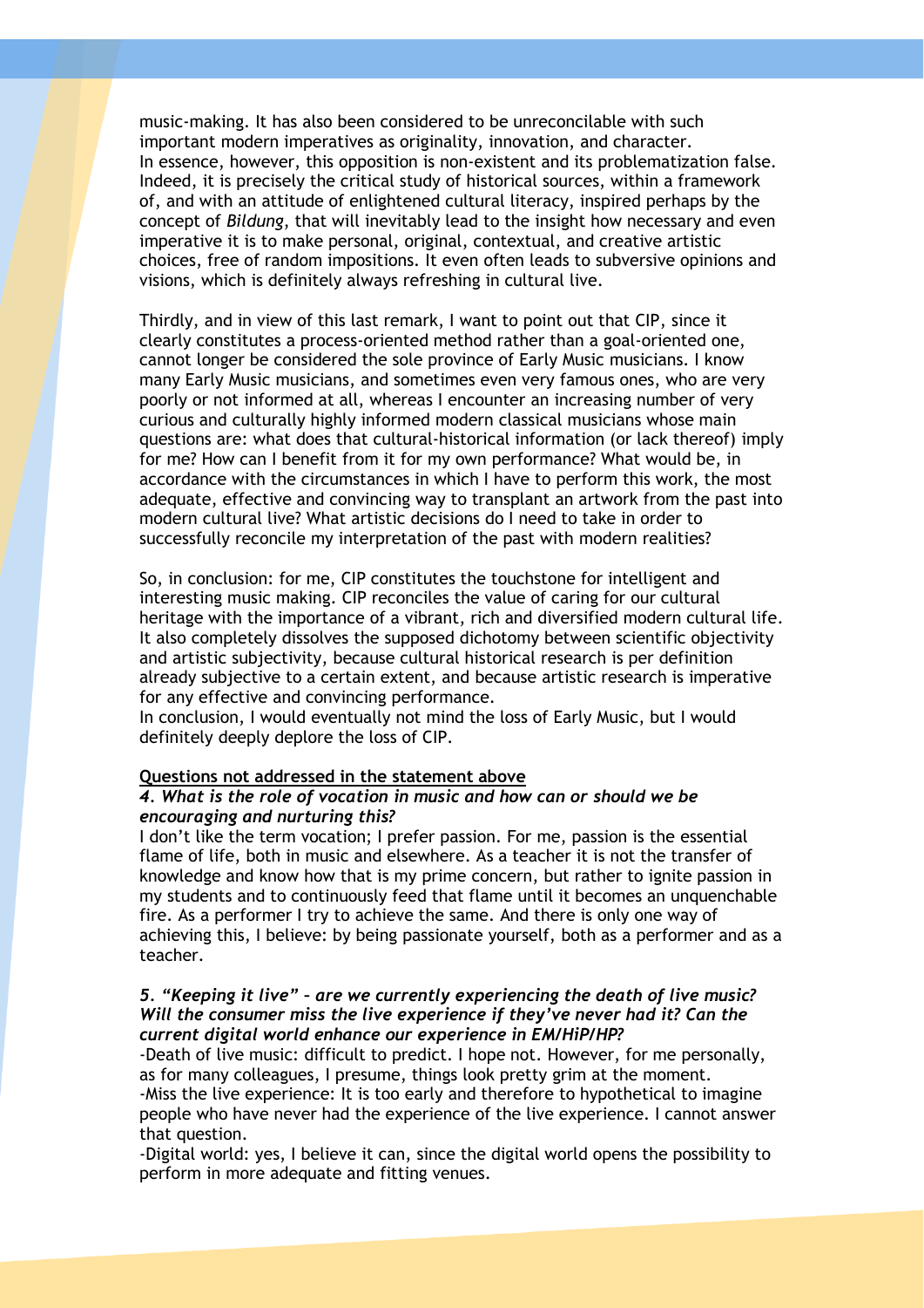music-making. It has also been considered to be unreconcilable with such important modern imperatives as originality, innovation, and character. In essence, however, this opposition is non-existent and its problematization false. Indeed, it is precisely the critical study of historical sources, within a framework of, and with an attitude of enlightened cultural literacy, inspired perhaps by the concept of *Bildung*, that will inevitably lead to the insight how necessary and even imperative it is to make personal, original, contextual, and creative artistic choices, free of random impositions. It even often leads to subversive opinions and visions, which is definitely always refreshing in cultural live.

Thirdly, and in view of this last remark, I want to point out that CIP, since it clearly constitutes a process-oriented method rather than a goal-oriented one, cannot longer be considered the sole province of Early Music musicians. I know many Early Music musicians, and sometimes even very famous ones, who are very poorly or not informed at all, whereas I encounter an increasing number of very curious and culturally highly informed modern classical musicians whose main questions are: what does that cultural-historical information (or lack thereof) imply for me? How can I benefit from it for my own performance? What would be, in accordance with the circumstances in which I have to perform this work, the most adequate, effective and convincing way to transplant an artwork from the past into modern cultural live? What artistic decisions do I need to take in order to successfully reconcile my interpretation of the past with modern realities?

So, in conclusion: for me, CIP constitutes the touchstone for intelligent and interesting music making. CIP reconciles the value of caring for our cultural heritage with the importance of a vibrant, rich and diversified modern cultural life. It also completely dissolves the supposed dichotomy between scientific objectivity and artistic subjectivity, because cultural historical research is per definition already subjective to a certain extent, and because artistic research is imperative for any effective and convincing performance.
In conclusion, I would eventually not mind the loss of Early Music, but I would definitely deeply deplore the loss of CIP.

**Questions not addressed in the statement above**

***4. What is the role of vocation in music and how can or should we be encouraging and nurturing this?***

I don't like the term vocation; I prefer passion. For me, passion is the essential flame of life, both in music and elsewhere. As a teacher it is not the transfer of knowledge and know how that is my prime concern, but rather to ignite passion in my students and to continuously feed that flame until it becomes an unquenchable fire. As a performer I try to achieve the same. And there is only one way of achieving this, I believe: by being passionate yourself, both as a performer and as a teacher.

***5. "Keeping it live" – are we currently experiencing the death of live music? Will the consumer miss the live experience if they've never had it? Can the current digital world enhance our experience in EM/HiP/HP?***

-Death of live music: difficult to predict. I hope not. However, for me personally, as for many colleagues, I presume, things look pretty grim at the moment.
-Miss the live experience: It is too early and therefore to hypothetical to imagine people who have never had the experience of the live experience. I cannot answer that question.
-Digital world: yes, I believe it can, since the digital world opens the possibility to perform in more adequate and fitting venues.